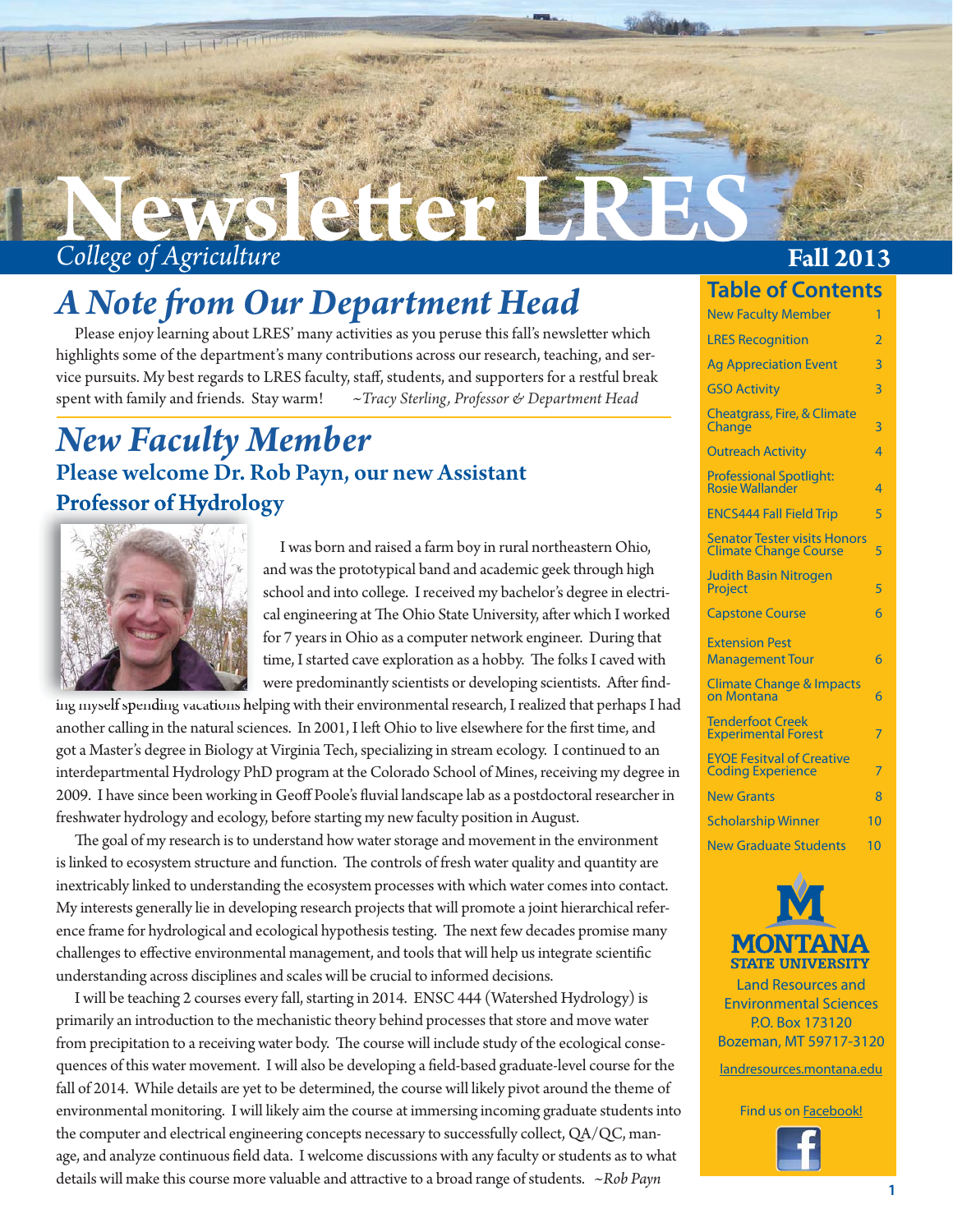# Newsletter LRES

*College of Agriculture*

**Fall 2013**

## *A Note from Our Department Head*

Please enjoy learning about LRES' many activities as you peruse this fall's newsletter which highlights some of the department's many contributions across our research, teaching, and service pursuits. My best regards to LRES faculty, staff, students, and supporters for a restful break spent with family and friends. Stay warm! *~Tracy Sterling, Professor & Department Head*

## *New Faculty Member*

### Please welcome Dr. Rob Payn, our new Assistant Professor of Hydrology

I was born and raised a farm boy in rural northeastern Ohio, and was the prototypical band and academic geek through high school and into college. I received my bachelor's degree in electrical engineering at The Ohio State University, after which I worked for 7 years in Ohio as a computer network engineer. During that time, I started cave exploration as a hobby. The folks I caved with were predominantly scientists or developing scientists. After finding myself spending vacations helping with their environmental research, I realized that perhaps I had another calling in the natural sciences. In 2001, I left Ohio to live elsewhere for the first time, and got a Master's degree in Biology at Virginia Tech, specializing in stream ecology. I continued to an interdepartmental Hydrology PhD program at the Colorado School of Mines, receiving my degree in 2009. I have since been working in Geoff Poole's fluvial landscape lab as a postdoctoral researcher in freshwater hydrology and ecology, before starting my new faculty position in August.

The goal of my research is to understand how water storage and movement in the environment is linked to ecosystem structure and function. The controls of fresh water quality and quantity are inextricably linked to understanding the ecosystem processes with which water comes into contact. My interests generally lie in developing research projects that will promote a joint hierarchical reference frame for hydrological and ecological hypothesis testing. The next few decades promise many challenges to effective environmental management, and tools that will help us integrate scientific understanding across disciplines and scales will be crucial to informed decisions.

I will be teaching 2 courses every fall, starting in 2014. ENSC 444 (Watershed Hydrology) is primarily an introduction to the mechanistic theory behind processes that store and move water from precipitation to a receiving water body. The course will include study of the ecological consequences of this water movement. I will also be developing a field-based graduate-level course for the fall of 2014. While details are yet to be determined, the course will likely pivot around the theme of environmental monitoring. I will likely aim the course at immersing incoming graduate students into the computer and electrical engineering concepts necessary to successfully collect, QA/QC, manage, and analyze continuous field data. I welcome discussions with any faculty or students as to what details will make this course more valuable and attractive to a broad range of students. *~Rob Payn*

## Table of Contents

| Section | Page |
|---|---|
| New Faculty Member | 1 |
| LRES Recognition | 2 |
| Ag Appreciation Event | 3 |
| GSO Activity | 3 |
| Cheatgrass, Fire, & Climate Change | 3 |
| Outreach Activity | 4 |
| Professional Spotlight: Rosie Wallander | 4 |
| ENCS444 Fall Field Trip | 5 |
| Senator Tester visits Honors Climate Change Course | 5 |
| Judith Basin Nitrogen Project | 5 |
| Capstone Course | 6 |
| Extension Pest Management Tour | 6 |
| Climate Change & Impacts on Montana | 6 |
| Tenderfoot Creek Experimental Forest | 7 |
| EYOE Fesitval of Creative Coding Experience | 7 |
| New Grants | 8 |
| Scholarship Winner | 10 |
| New Graduate Students | 10 |

MONTANA STATE UNIVERSITY

Land Resources and Environmental Sciences
P.O. Box 173120
Bozeman, MT 59717-3120

landresources.montana.edu

Find us on Facebook!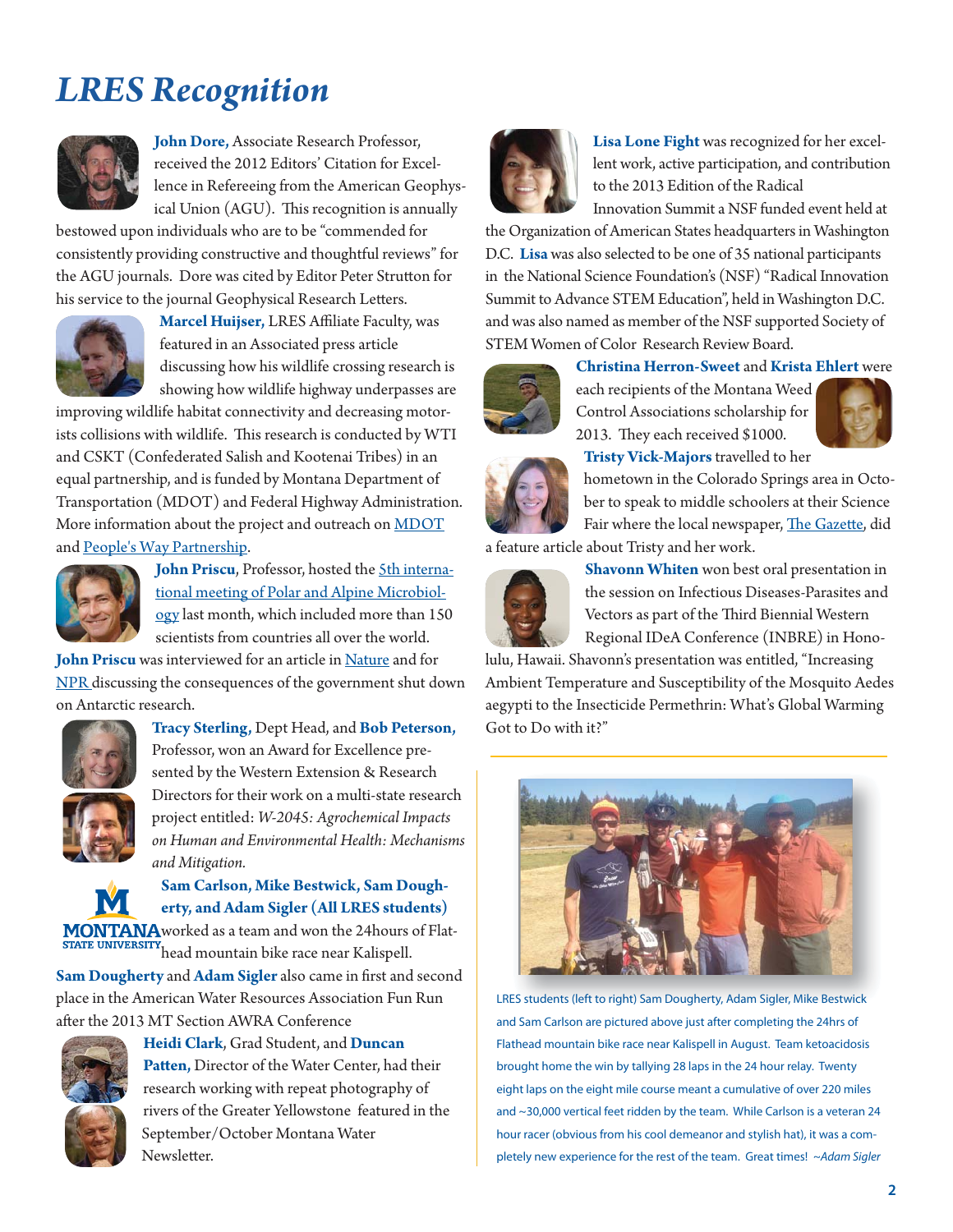# LRES Recognition

**John Dore,** Associate Research Professor, received the 2012 Editors' Citation for Excellence in Refereeing from the American Geophysical Union (AGU). This recognition is annually bestowed upon individuals who are to be "commended for consistently providing constructive and thoughtful reviews" for the AGU journals. Dore was cited by Editor Peter Strutton for his service to the journal Geophysical Research Letters.

**Marcel Huijser,** LRES Affiliate Faculty, was featured in an Associated press article discussing how his wildlife crossing research is showing how wildlife highway underpasses are improving wildlife habitat connectivity and decreasing motorists collisions with wildlife. This research is conducted by WTI and CSKT (Confederated Salish and Kootenai Tribes) in an equal partnership, and is funded by Montana Department of Transportation (MDOT) and Federal Highway Administration. More information about the project and outreach on MDOT and People's Way Partnership.

**John Priscu**, Professor, hosted the 5th international meeting of Polar and Alpine Microbiology last month, which included more than 150 scientists from countries all over the world.

**John Priscu** was interviewed for an article in Nature and for NPR discussing the consequences of the government shut down on Antarctic research.

**Tracy Sterling,** Dept Head, and **Bob Peterson,** Professor, won an Award for Excellence presented by the Western Extension & Research Directors for their work on a multi-state research project entitled: *W-2045: Agrochemical Impacts on Human and Environmental Health: Mechanisms and Mitigation.*

**Sam Carlson, Mike Bestwick, Sam Dougherty, and Adam Sigler (All LRES students)** worked as a team and won the 24hours of Flathead mountain bike race near Kalispell.

**Sam Dougherty** and **Adam Sigler** also came in first and second place in the American Water Resources Association Fun Run after the 2013 MT Section AWRA Conference

**Heidi Clark**, Grad Student, and **Duncan Patten,** Director of the Water Center, had their research working with repeat photography of rivers of the Greater Yellowstone featured in the September/October Montana Water Newsletter.

**Lisa Lone Fight** was recognized for her excellent work, active participation, and contribution to the 2013 Edition of the Radical Innovation Summit a NSF funded event held at the Organization of American States headquarters in Washington D.C. **Lisa** was also selected to be one of 35 national participants in the National Science Foundation's (NSF) "Radical Innovation Summit to Advance STEM Education", held in Washington D.C. and was also named as member of the NSF supported Society of STEM Women of Color Research Review Board.

**Christina Herron-Sweet** and **Krista Ehlert** were each recipients of the Montana Weed Control Associations scholarship for 2013. They each received $1000.

**Tristy Vick-Majors** travelled to her hometown in the Colorado Springs area in October to speak to middle schoolers at their Science Fair where the local newspaper, The Gazette, did a feature article about Tristy and her work.

**Shavonn Whiten** won best oral presentation in the session on Infectious Diseases-Parasites and Vectors as part of the Third Biennial Western Regional IDeA Conference (INBRE) in Honolulu, Hawaii. Shavonn's presentation was entitled, "Increasing Ambient Temperature and Susceptibility of the Mosquito Aedes aegypti to the Insecticide Permethrin: What's Global Warming Got to Do with it?"

LRES students (left to right) Sam Dougherty, Adam Sigler, Mike Bestwick and Sam Carlson are pictured above just after completing the 24hrs of Flathead mountain bike race near Kalispell in August. Team ketoacidosis brought home the win by tallying 28 laps in the 24 hour relay. Twenty eight laps on the eight mile course meant a cumulative of over 220 miles and ~30,000 vertical feet ridden by the team. While Carlson is a veteran 24 hour racer (obvious from his cool demeanor and stylish hat), it was a completely new experience for the rest of the team. Great times! *~Adam Sigler*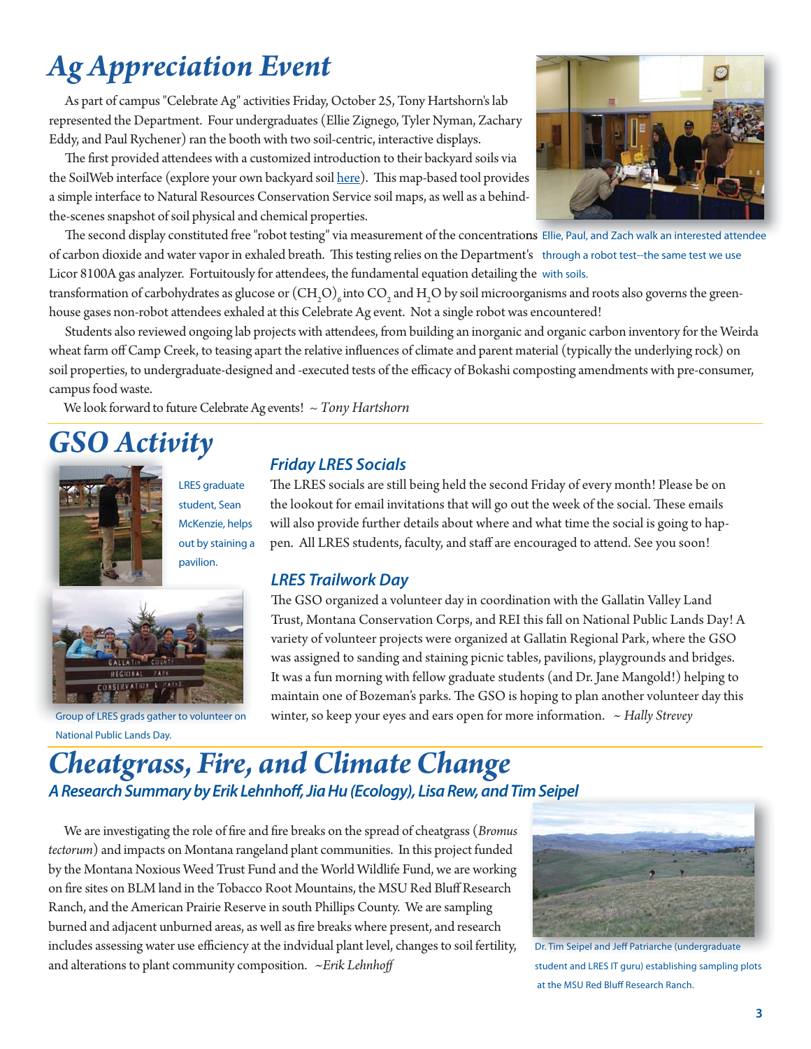# *Ag Appreciation Event*

As part of campus "Celebrate Ag" activities Friday, October 25, Tony Hartshorn's lab represented the Department. Four undergraduates (Ellie Zignego, Tyler Nyman, Zachary Eddy, and Paul Rychener) ran the booth with two soil-centric, interactive displays.

The first provided attendees with a customized introduction to their backyard soils via the SoilWeb interface (explore your own backyard soil here). This map-based tool provides a simple interface to Natural Resources Conservation Service soil maps, as well as a behind-the-scenes snapshot of soil physical and chemical properties.

The second display constituted free "robot testing" via measurement of the concentrations of carbon dioxide and water vapor in exhaled breath. This testing relies on the Department's Licor 8100A gas analyzer. Fortuitously for attendees, the fundamental equation detailing the transformation of carbohydrates as glucose or $(CH_2O)_6$ into $CO_2$ and $H_2O$ by soil microorganisms and roots also governs the greenhouse gases non-robot attendees exhaled at this Celebrate Ag event. Not a single robot was encountered!

Ellie, Paul, and Zach walk an interested attendee through a robot test--the same test we use with soils.

Students also reviewed ongoing lab projects with attendees, from building an inorganic and organic carbon inventory for the Weirda wheat farm off Camp Creek, to teasing apart the relative influences of climate and parent material (typically the underlying rock) on soil properties, to undergraduate-designed and -executed tests of the efficacy of Bokashi composting amendments with pre-consumer, campus food waste.

We look forward to future Celebrate Ag events! ~ *Tony Hartshorn*

# *GSO Activity*

LRES graduate student, Sean McKenzie, helps out by staining a pavilion.

Group of LRES grads gather to volunteer on National Public Lands Day.

### *Friday LRES Socials*

The LRES socials are still being held the second Friday of every month! Please be on the lookout for email invitations that will go out the week of the social. These emails will also provide further details about where and what time the social is going to happen. All LRES students, faculty, and staff are encouraged to attend. See you soon!

### *LRES Trailwork Day*

The GSO organized a volunteer day in coordination with the Gallatin Valley Land Trust, Montana Conservation Corps, and REI this fall on National Public Lands Day! A variety of volunteer projects were organized at Gallatin Regional Park, where the GSO was assigned to sanding and staining picnic tables, pavilions, playgrounds and bridges. It was a fun morning with fellow graduate students (and Dr. Jane Mangold!) helping to maintain one of Bozeman's parks. The GSO is hoping to plan another volunteer day this winter, so keep your eyes and ears open for more information. ~ *Hally Strevey*

# *Cheatgrass, Fire, and Climate Change*

### *A Research Summary by Erik Lehnhoff, Jia Hu (Ecology), Lisa Rew, and Tim Seipel*

We are investigating the role of fire and fire breaks on the spread of cheatgrass (*Bromus tectorum*) and impacts on Montana rangeland plant communities. In this project funded by the Montana Noxious Weed Trust Fund and the World Wildlife Fund, we are working on fire sites on BLM land in the Tobacco Root Mountains, the MSU Red Bluff Research Ranch, and the American Prairie Reserve in south Phillips County. We are sampling burned and adjacent unburned areas, as well as fire breaks where present, and research includes assessing water use efficiency at the indvidual plant level, changes to soil fertility, and alterations to plant community composition. *~Erik Lehnhoff*

Dr. Tim Seipel and Jeff Patriarche (undergraduate student and LRES IT guru) establishing sampling plots at the MSU Red Bluff Research Ranch.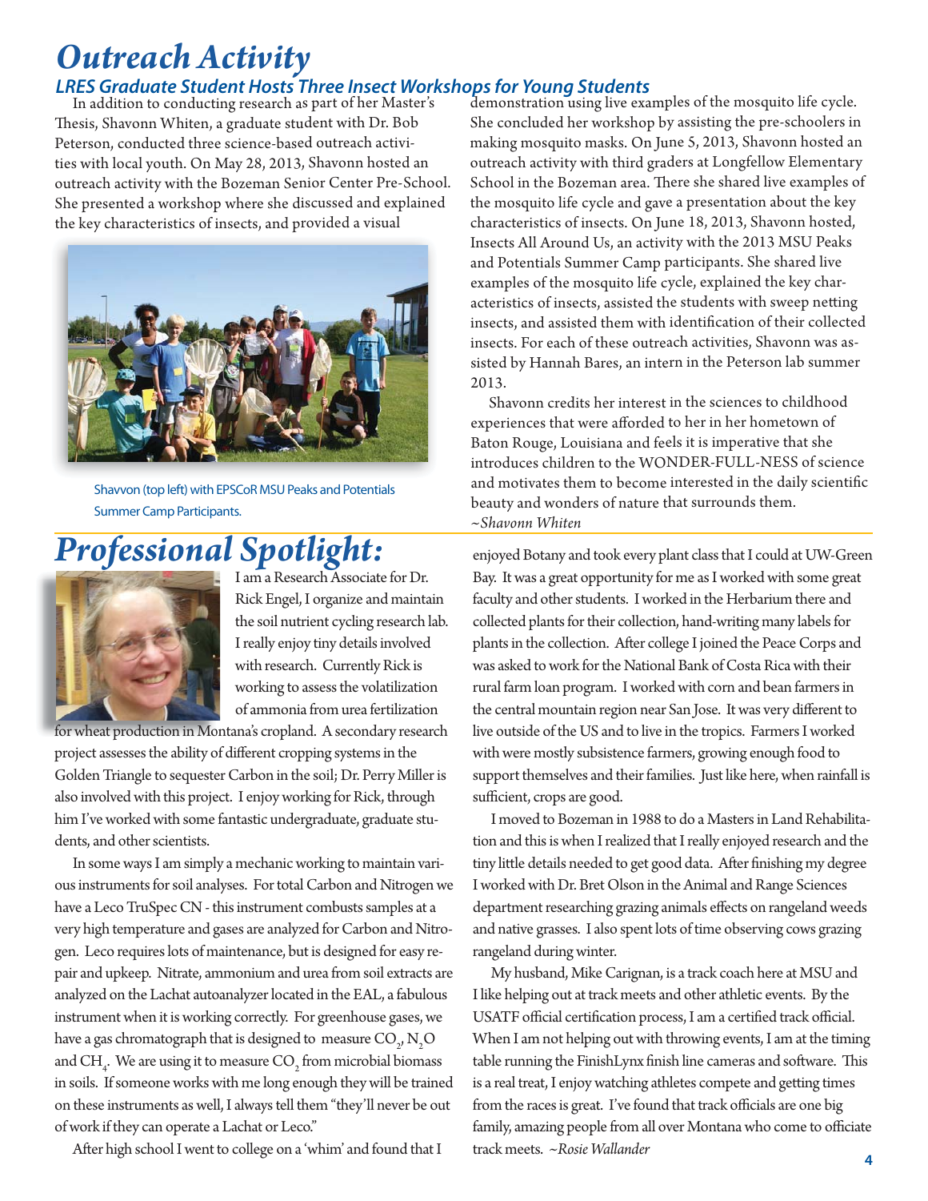# Outreach Activity

## LRES Graduate Student Hosts Three Insect Workshops for Young Students

In addition to conducting research as part of her Master's Thesis, Shavonn Whiten, a graduate student with Dr. Bob Peterson, conducted three science-based outreach activities with local youth. On May 28, 2013, Shavonn hosted an outreach activity with the Bozeman Senior Center Pre-School. She presented a workshop where she discussed and explained the key characteristics of insects, and provided a visual demonstration using live examples of the mosquito life cycle. She concluded her workshop by assisting the pre-schoolers in making mosquito masks. On June 5, 2013, Shavonn hosted an outreach activity with third graders at Longfellow Elementary School in the Bozeman area. There she shared live examples of the mosquito life cycle and gave a presentation about the key characteristics of insects. On June 18, 2013, Shavonn hosted, Insects All Around Us, an activity with the 2013 MSU Peaks and Potentials Summer Camp participants. She shared live examples of the mosquito life cycle, explained the key characteristics of insects, assisted the students with sweep netting insects, and assisted them with identification of their collected insects. For each of these outreach activities, Shavonn was assisted by Hannah Bares, an intern in the Peterson lab summer 2013.

Shavvon (top left) with EPSCoR MSU Peaks and Potentials Summer Camp Participants.

Shavonn credits her interest in the sciences to childhood experiences that were afforded to her in her hometown of Baton Rouge, Louisiana and feels it is imperative that she introduces children to the WONDER-FULL-NESS of science and motivates them to become interested in the daily scientific beauty and wonders of nature that surrounds them. *~Shavonn Whiten*

# Professional Spotlight:

I am a Research Associate for Dr. Rick Engel, I organize and maintain the soil nutrient cycling research lab. I really enjoy tiny details involved with research. Currently Rick is working to assess the volatilization of ammonia from urea fertilization for wheat production in Montana's cropland. A secondary research project assesses the ability of different cropping systems in the Golden Triangle to sequester Carbon in the soil; Dr. Perry Miller is also involved with this project. I enjoy working for Rick, through him I've worked with some fantastic undergraduate, graduate students, and other scientists.

In some ways I am simply a mechanic working to maintain various instruments for soil analyses. For total Carbon and Nitrogen we have a Leco TruSpec CN - this instrument combusts samples at a very high temperature and gases are analyzed for Carbon and Nitrogen. Leco requires lots of maintenance, but is designed for easy repair and upkeep. Nitrate, ammonium and urea from soil extracts are analyzed on the Lachat autoanalyzer located in the EAL, a fabulous instrument when it is working correctly. For greenhouse gases, we have a gas chromatograph that is designed to measure $CO_2$, $N_2O$ and $CH_4$. We are using it to measure $CO_2$ from microbial biomass in soils. If someone works with me long enough they will be trained on these instruments as well, I always tell them "they'll never be out of work if they can operate a Lachat or Leco."

After high school I went to college on a 'whim' and found that I enjoyed Botany and took every plant class that I could at UW-Green Bay. It was a great opportunity for me as I worked with some great faculty and other students. I worked in the Herbarium there and collected plants for their collection, hand-writing many labels for plants in the collection. After college I joined the Peace Corps and was asked to work for the National Bank of Costa Rica with their rural farm loan program. I worked with corn and bean farmers in the central mountain region near San Jose. It was very different to live outside of the US and to live in the tropics. Farmers I worked with were mostly subsistence farmers, growing enough food to support themselves and their families. Just like here, when rainfall is sufficient, crops are good.

I moved to Bozeman in 1988 to do a Masters in Land Rehabilitation and this is when I realized that I really enjoyed research and the tiny little details needed to get good data. After finishing my degree I worked with Dr. Bret Olson in the Animal and Range Sciences department researching grazing animals effects on rangeland weeds and native grasses. I also spent lots of time observing cows grazing rangeland during winter.

My husband, Mike Carignan, is a track coach here at MSU and I like helping out at track meets and other athletic events. By the USATF official certification process, I am a certified track official. When I am not helping out with throwing events, I am at the timing table running the FinishLynx finish line cameras and software. This is a real treat, I enjoy watching athletes compete and getting times from the races is great. I've found that track officials are one big family, amazing people from all over Montana who come to officiate track meets. *~Rosie Wallander*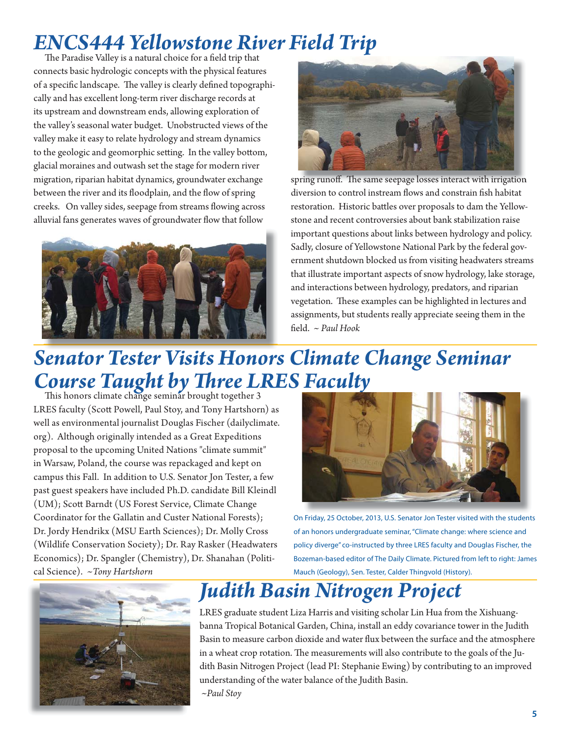# ENCS444 Yellowstone River Field Trip

The Paradise Valley is a natural choice for a field trip that connects basic hydrologic concepts with the physical features of a specific landscape. The valley is clearly defined topographically and has excellent long-term river discharge records at its upstream and downstream ends, allowing exploration of the valley's seasonal water budget. Unobstructed views of the valley make it easy to relate hydrology and stream dynamics to the geologic and geomorphic setting. In the valley bottom, glacial moraines and outwash set the stage for modern river migration, riparian habitat dynamics, groundwater exchange between the river and its floodplain, and the flow of spring creeks. On valley sides, seepage from streams flowing across alluvial fans generates waves of groundwater flow that follow spring runoff. The same seepage losses interact with irrigation diversion to control instream flows and constrain fish habitat restoration. Historic battles over proposals to dam the Yellowstone and recent controversies about bank stabilization raise important questions about links between hydrology and policy. Sadly, closure of Yellowstone National Park by the federal government shutdown blocked us from visiting headwaters streams that illustrate important aspects of snow hydrology, lake storage, and interactions between hydrology, predators, and riparian vegetation. These examples can be highlighted in lectures and assignments, but students really appreciate seeing them in the field. *~ Paul Hook*

# Senator Tester Visits Honors Climate Change Seminar Course Taught by Three LRES Faculty

This honors climate change seminar brought together 3 LRES faculty (Scott Powell, Paul Stoy, and Tony Hartshorn) as well as environmental journalist Douglas Fischer (dailyclimate.org). Although originally intended as a Great Expeditions proposal to the upcoming United Nations "climate summit" in Warsaw, Poland, the course was repackaged and kept on campus this Fall. In addition to U.S. Senator Jon Tester, a few past guest speakers have included Ph.D. candidate Bill Kleindl (UM); Scott Barndt (US Forest Service, Climate Change Coordinator for the Gallatin and Custer National Forests); Dr. Jordy Hendrikx (MSU Earth Sciences); Dr. Molly Cross (Wildlife Conservation Society); Dr. Ray Rasker (Headwaters Economics); Dr. Spangler (Chemistry), Dr. Shanahan (Political Science). *~Tony Hartshorn*

On Friday, 25 October, 2013, U.S. Senator Jon Tester visited with the students of an honors undergraduate seminar, "Climate change: where science and policy diverge" co-instructed by three LRES faculty and Douglas Fischer, the Bozeman-based editor of The Daily Climate. Pictured from left to right: James Mauch (Geology), Sen. Tester, Calder Thingvold (History).

# Judith Basin Nitrogen Project

LRES graduate student Liza Harris and visiting scholar Lin Hua from the Xishuangbanna Tropical Botanical Garden, China, install an eddy covariance tower in the Judith Basin to measure carbon dioxide and water flux between the surface and the atmosphere in a wheat crop rotation. The measurements will also contribute to the goals of the Judith Basin Nitrogen Project (lead PI: Stephanie Ewing) by contributing to an improved understanding of the water balance of the Judith Basin.

*~Paul Stoy*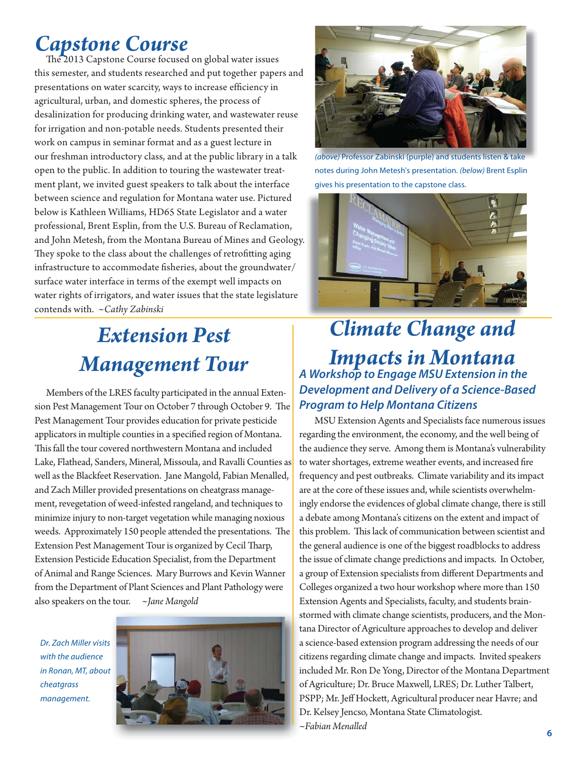## Capstone Course

The 2013 Capstone Course focused on global water issues this semester, and students researched and put together papers and presentations on water scarcity, ways to increase efficiency in agricultural, urban, and domestic spheres, the process of desalinization for producing drinking water, and wastewater reuse for irrigation and non-potable needs. Students presented their work on campus in seminar format and as a guest lecture in our freshman introductory class, and at the public library in a talk open to the public. In addition to touring the wastewater treatment plant, we invited guest speakers to talk about the interface between science and regulation for Montana water use. Pictured below is Kathleen Williams, HD65 State Legislator and a water professional, Brent Esplin, from the U.S. Bureau of Reclamation, and John Metesh, from the Montana Bureau of Mines and Geology. They spoke to the class about the challenges of retrofitting aging infrastructure to accommodate fisheries, about the groundwater/surface water interface in terms of the exempt well impacts on water rights of irrigators, and water issues that the state legislature contends with. *~Cathy Zabinski*

*(above)* Professor Zabinski (purple) and students listen & take notes during John Metesh's presentation. *(below)* Brent Esplin gives his presentation to the capstone class.

## Extension Pest Management Tour

Members of the LRES faculty participated in the annual Extension Pest Management Tour on October 7 through October 9. The Pest Management Tour provides education for private pesticide applicators in multiple counties in a specified region of Montana. This fall the tour covered northwestern Montana and included Lake, Flathead, Sanders, Mineral, Missoula, and Ravalli Counties as well as the Blackfeet Reservation. Jane Mangold, Fabian Menalled, and Zach Miller provided presentations on cheatgrass management, revegetation of weed-infested rangeland, and techniques to minimize injury to non-target vegetation while managing noxious weeds. Approximately 150 people attended the presentations. The Extension Pest Management Tour is organized by Cecil Tharp, Extension Pesticide Education Specialist, from the Department of Animal and Range Sciences. Mary Burrows and Kevin Wanner from the Department of Plant Sciences and Plant Pathology were also speakers on the tour. *~Jane Mangold*

*Dr. Zach Miller visits with the audience in Ronan, MT, about cheatgrass management.*

## Climate Change and Impacts in Montana

### *A Workshop to Engage MSU Extension in the Development and Delivery of a Science-Based Program to Help Montana Citizens*

MSU Extension Agents and Specialists face numerous issues regarding the environment, the economy, and the well being of the audience they serve. Among them is Montana's vulnerability to water shortages, extreme weather events, and increased fire frequency and pest outbreaks. Climate variability and its impact are at the core of these issues and, while scientists overwhelmingly endorse the evidences of global climate change, there is still a debate among Montana's citizens on the extent and impact of this problem. This lack of communication between scientist and the general audience is one of the biggest roadblocks to address the issue of climate change predictions and impacts. In October, a group of Extension specialists from different Departments and Colleges organized a two hour workshop where more than 150 Extension Agents and Specialists, faculty, and students brainstormed with climate change scientists, producers, and the Montana Director of Agriculture approaches to develop and deliver a science-based extension program addressing the needs of our citizens regarding climate change and impacts. Invited speakers included Mr. Ron De Yong, Director of the Montana Department of Agriculture; Dr. Bruce Maxwell, LRES; Dr. Luther Talbert, PSPP; Mr. Jeff Hockett, Agricultural producer near Havre; and Dr. Kelsey Jencso, Montana State Climatologist.
*~Fabian Menalled*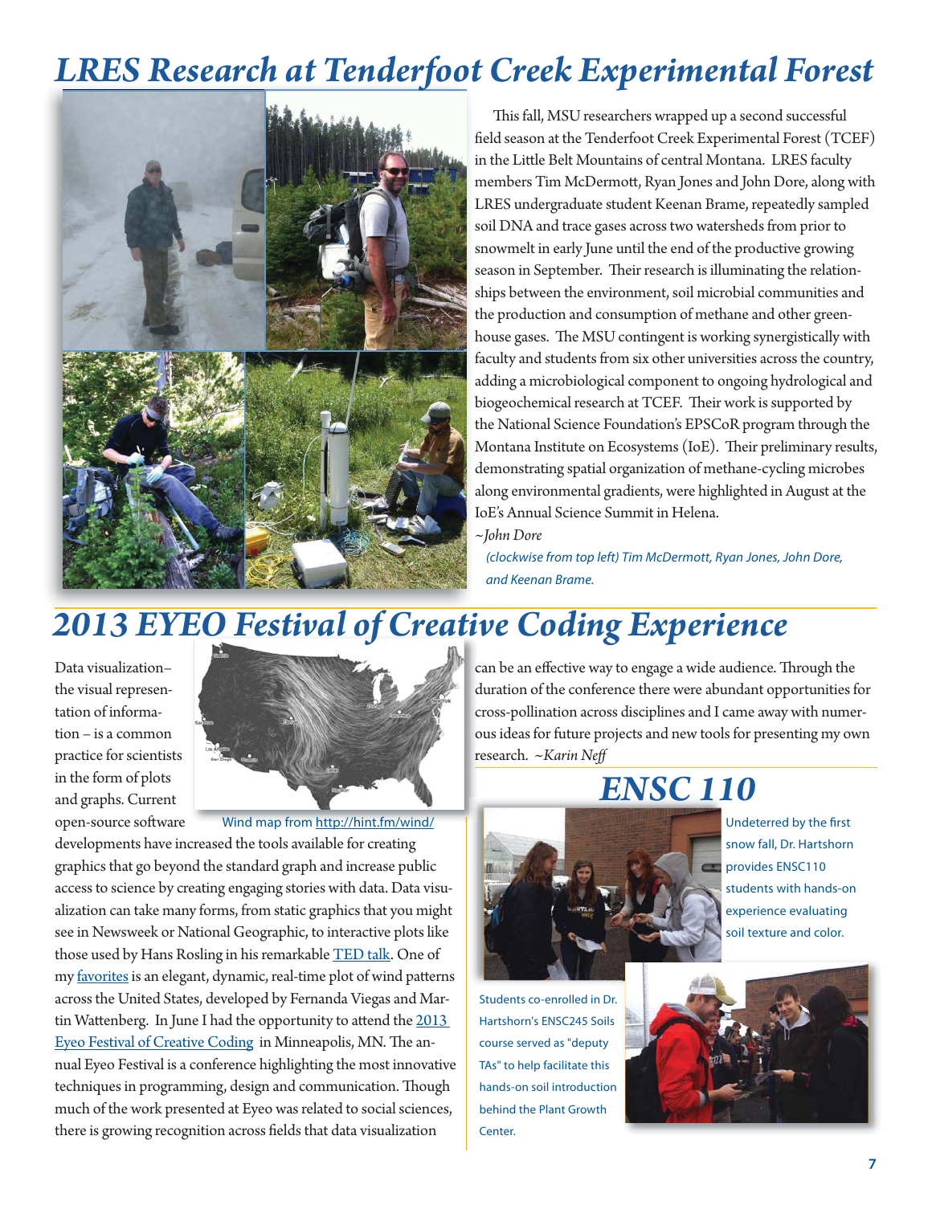# LRES Research at Tenderfoot Creek Experimental Forest

This fall, MSU researchers wrapped up a second successful field season at the Tenderfoot Creek Experimental Forest (TCEF) in the Little Belt Mountains of central Montana. LRES faculty members Tim McDermott, Ryan Jones and John Dore, along with LRES undergraduate student Keenan Brame, repeatedly sampled soil DNA and trace gases across two watersheds from prior to snowmelt in early June until the end of the productive growing season in September. Their research is illuminating the relationships between the environment, soil microbial communities and the production and consumption of methane and other greenhouse gases. The MSU contingent is working synergistically with faculty and students from six other universities across the country, adding a microbiological component to ongoing hydrological and biogeochemical research at TCEF. Their work is supported by the National Science Foundation's EPSCoR program through the Montana Institute on Ecosystems (IoE). Their preliminary results, demonstrating spatial organization of methane-cycling microbes along environmental gradients, were highlighted in August at the IoE's Annual Science Summit in Helena.

*~John Dore*

*(clockwise from top left) Tim McDermott, Ryan Jones, John Dore, and Keenan Brame.*

# 2013 EYEO Festival of Creative Coding Experience

Data visualization–the visual representation of information – is a common practice for scientists in the form of plots and graphs. Current open-source software developments have increased the tools available for creating graphics that go beyond the standard graph and increase public access to science by creating engaging stories with data. Data visualization can take many forms, from static graphics that you might see in Newsweek or National Geographic, to interactive plots like those used by Hans Rosling in his remarkable TED talk. One of my favorites is an elegant, dynamic, real-time plot of wind patterns across the United States, developed by Fernanda Viegas and Martin Wattenberg. In June I had the opportunity to attend the 2013 Eyeo Festival of Creative Coding in Minneapolis, MN. The annual Eyeo Festival is a conference highlighting the most innovative techniques in programming, design and communication. Though much of the work presented at Eyeo was related to social sciences, there is growing recognition across fields that data visualization can be an effective way to engage a wide audience. Through the duration of the conference there were abundant opportunities for cross-pollination across disciplines and I came away with numerous ideas for future projects and new tools for presenting my own research. *~Karin Neff*

Wind map from http://hint.fm/wind/

# ENSC 110

Undeterred by the first snow fall, Dr. Hartshorn provides ENSC110 students with hands-on experience evaluating soil texture and color.

Students co-enrolled in Dr. Hartshorn's ENSC245 Soils course served as "deputy TAs" to help facilitate this hands-on soil introduction behind the Plant Growth Center.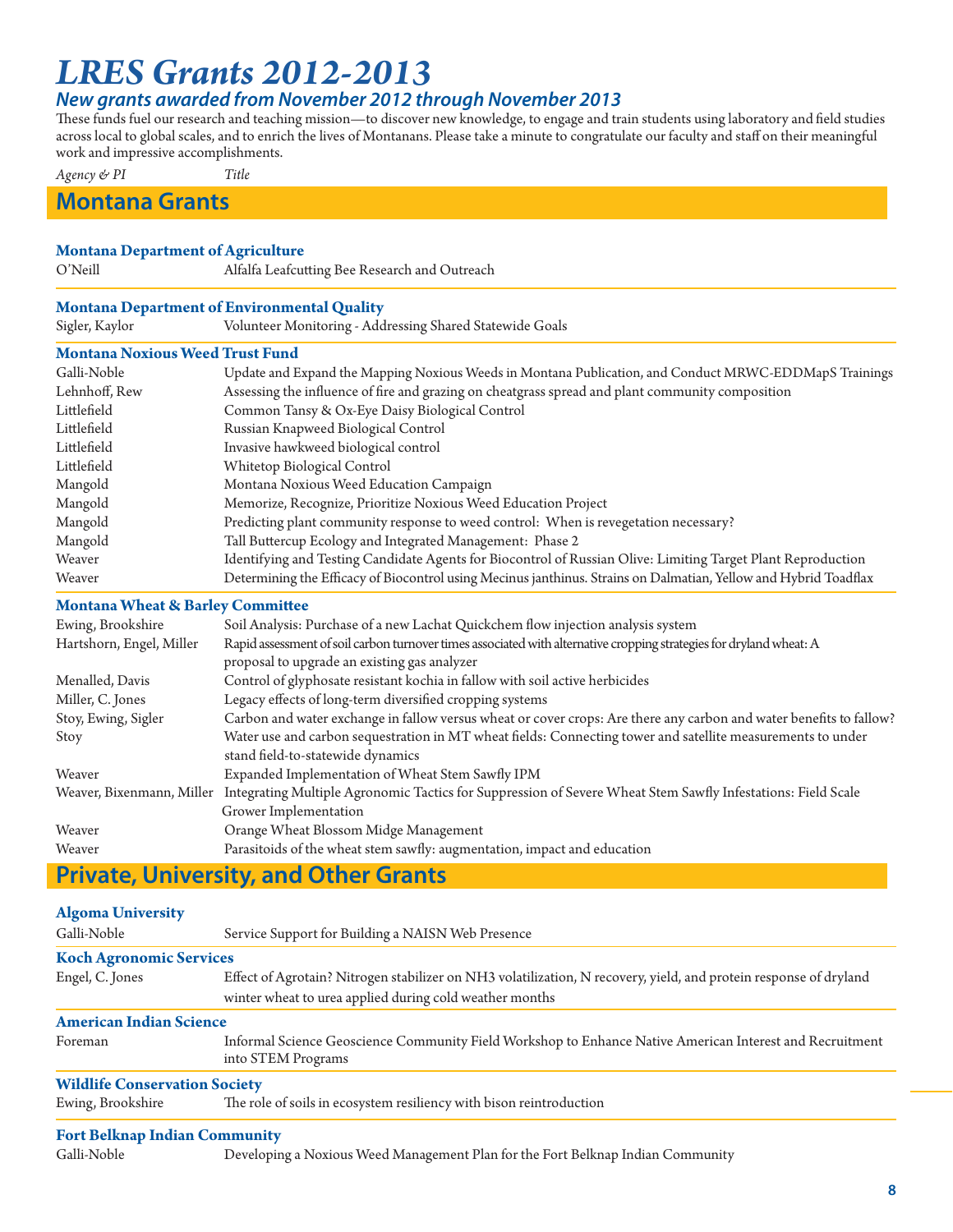# LRES Grants 2012-2013

### *New grants awarded from November 2012 through November 2013*

These funds fuel our research and teaching mission—to discover new knowledge, to engage and train students using laboratory and field studies across local to global scales, and to enrich the lives of Montanans. Please take a minute to congratulate our faculty and staff on their meaningful work and impressive accomplishments.

| *Agency & PI* | *Title* |
|---|---|

## Montana Grants

### Montana Department of Agriculture

| | |
|---|---|
| O'Neill | Alfalfa Leafcutting Bee Research and Outreach |

### Montana Department of Environmental Quality

| | |
|---|---|
| Sigler, Kaylor | Volunteer Monitoring - Addressing Shared Statewide Goals |

### Montana Noxious Weed Trust Fund

| | |
|---|---|
| Galli-Noble | Update and Expand the Mapping Noxious Weeds in Montana Publication, and Conduct MRWC-EDDMapS Trainings |
| Lehnhoff, Rew | Assessing the influence of fire and grazing on cheatgrass spread and plant community composition |
| Littlefield | Common Tansy & Ox-Eye Daisy Biological Control |
| Littlefield | Russian Knapweed Biological Control |
| Littlefield | Invasive hawkweed biological control |
| Littlefield | Whitetop Biological Control |
| Mangold | Montana Noxious Weed Education Campaign |
| Mangold | Memorize, Recognize, Prioritize Noxious Weed Education Project |
| Mangold | Predicting plant community response to weed control: When is revegetation necessary? |
| Mangold | Tall Buttercup Ecology and Integrated Management: Phase 2 |
| Weaver | Identifying and Testing Candidate Agents for Biocontrol of Russian Olive: Limiting Target Plant Reproduction |
| Weaver | Determining the Efficacy of Biocontrol using Mecinus janthinus. Strains on Dalmatian, Yellow and Hybrid Toadflax |

### Montana Wheat & Barley Committee

| | |
|---|---|
| Ewing, Brookshire | Soil Analysis: Purchase of a new Lachat Quickchem flow injection analysis system |
| Hartshorn, Engel, Miller | Rapid assessment of soil carbon turnover times associated with alternative cropping strategies for dryland wheat: A proposal to upgrade an existing gas analyzer |
| Menalled, Davis | Control of glyphosate resistant kochia in fallow with soil active herbicides |
| Miller, C. Jones | Legacy effects of long-term diversified cropping systems |
| Stoy, Ewing, Sigler | Carbon and water exchange in fallow versus wheat or cover crops: Are there any carbon and water benefits to fallow? |
| Stoy | Water use and carbon sequestration in MT wheat fields: Connecting tower and satellite measurements to under stand field-to-statewide dynamics |
| Weaver | Expanded Implementation of Wheat Stem Sawfly IPM |
| Weaver, Bixenmann, Miller | Integrating Multiple Agronomic Tactics for Suppression of Severe Wheat Stem Sawfly Infestations: Field Scale Grower Implementation |
| Weaver | Orange Wheat Blossom Midge Management |
| Weaver | Parasitoids of the wheat stem sawfly: augmentation, impact and education |

## Private, University, and Other Grants

### Algoma University

| | |
|---|---|
| Galli-Noble | Service Support for Building a NAISN Web Presence |

### Koch Agronomic Services

| | |
|---|---|
| Engel, C. Jones | Effect of Agrotain? Nitrogen stabilizer on NH3 volatilization, N recovery, yield, and protein response of dryland winter wheat to urea applied during cold weather months |

### American Indian Science

| | |
|---|---|
| Foreman | Informal Science Geoscience Community Field Workshop to Enhance Native American Interest and Recruitment into STEM Programs |

### Wildlife Conservation Society

| | |
|---|---|
| Ewing, Brookshire | The role of soils in ecosystem resiliency with bison reintroduction |

### Fort Belknap Indian Community

| | |
|---|---|
| Galli-Noble | Developing a Noxious Weed Management Plan for the Fort Belknap Indian Community |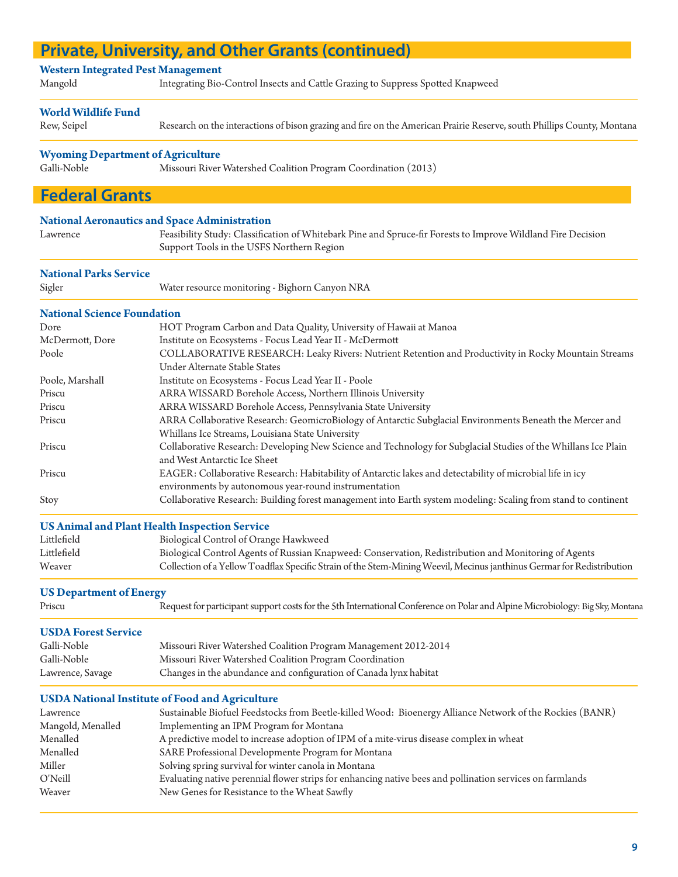## Private, University, and Other Grants (continued)

### Western Integrated Pest Management

| | |
|---|---|
| Mangold | Integrating Bio-Control Insects and Cattle Grazing to Suppress Spotted Knapweed |

### World Wildlife Fund

| | |
|---|---|
| Rew, Seipel | Research on the interactions of bison grazing and fire on the American Prairie Reserve, south Phillips County, Montana |

### Wyoming Department of Agriculture

| | |
|---|---|
| Galli-Noble | Missouri River Watershed Coalition Program Coordination (2013) |

## Federal Grants

### National Aeronautics and Space Administration

| | |
|---|---|
| Lawrence | Feasibility Study: Classification of Whitebark Pine and Spruce-fir Forests to Improve Wildland Fire Decision Support Tools in the USFS Northern Region |

### National Parks Service

| | |
|---|---|
| Sigler | Water resource monitoring - Bighorn Canyon NRA |

### National Science Foundation

| | |
|---|---|
| Dore | HOT Program Carbon and Data Quality, University of Hawaii at Manoa |
| McDermott, Dore | Institute on Ecosystems - Focus Lead Year II - McDermott |
| Poole | COLLABORATIVE RESEARCH: Leaky Rivers: Nutrient Retention and Productivity in Rocky Mountain Streams Under Alternate Stable States |
| Poole, Marshall | Institute on Ecosystems - Focus Lead Year II - Poole |
| Priscu | ARRA WISSARD Borehole Access, Northern Illinois University |
| Priscu | ARRA WISSARD Borehole Access, Pennsylvania State University |
| Priscu | ARRA Collaborative Research: GeomicroBiology of Antarctic Subglacial Environments Beneath the Mercer and Whillans Ice Streams, Louisiana State University |
| Priscu | Collaborative Research: Developing New Science and Technology for Subglacial Studies of the Whillans Ice Plain and West Antarctic Ice Sheet |
| Priscu | EAGER: Collaborative Research: Habitability of Antarctic lakes and detectability of microbial life in icy environments by autonomous year-round instrumentation |
| Stoy | Collaborative Research: Building forest management into Earth system modeling: Scaling from stand to continent |

### US Animal and Plant Health Inspection Service

| | |
|---|---|
| Littlefield | Biological Control of Orange Hawkweed |
| Littlefield | Biological Control Agents of Russian Knapweed: Conservation, Redistribution and Monitoring of Agents |
| Weaver | Collection of a Yellow Toadflax Specific Strain of the Stem-Mining Weevil, Mecinus janthinus Germar for Redistribution |

### US Department of Energy

| | |
|---|---|
| Priscu | Request for participant support costs for the 5th International Conference on Polar and Alpine Microbiology: Big Sky, Montana |

### USDA Forest Service

| | |
|---|---|
| Galli-Noble | Missouri River Watershed Coalition Program Management 2012-2014 |
| Galli-Noble | Missouri River Watershed Coalition Program Coordination |
| Lawrence, Savage | Changes in the abundance and configuration of Canada lynx habitat |

### USDA National Institute of Food and Agriculture

| | |
|---|---|
| Lawrence | Sustainable Biofuel Feedstocks from Beetle-killed Wood: Bioenergy Alliance Network of the Rockies (BANR) |
| Mangold, Menalled | Implementing an IPM Program for Montana |
| Menalled | A predictive model to increase adoption of IPM of a mite-virus disease complex in wheat |
| Menalled | SARE Professional Developmente Program for Montana |
| Miller | Solving spring survival for winter canola in Montana |
| O'Neill | Evaluating native perennial flower strips for enhancing native bees and pollination services on farmlands |
| Weaver | New Genes for Resistance to the Wheat Sawfly |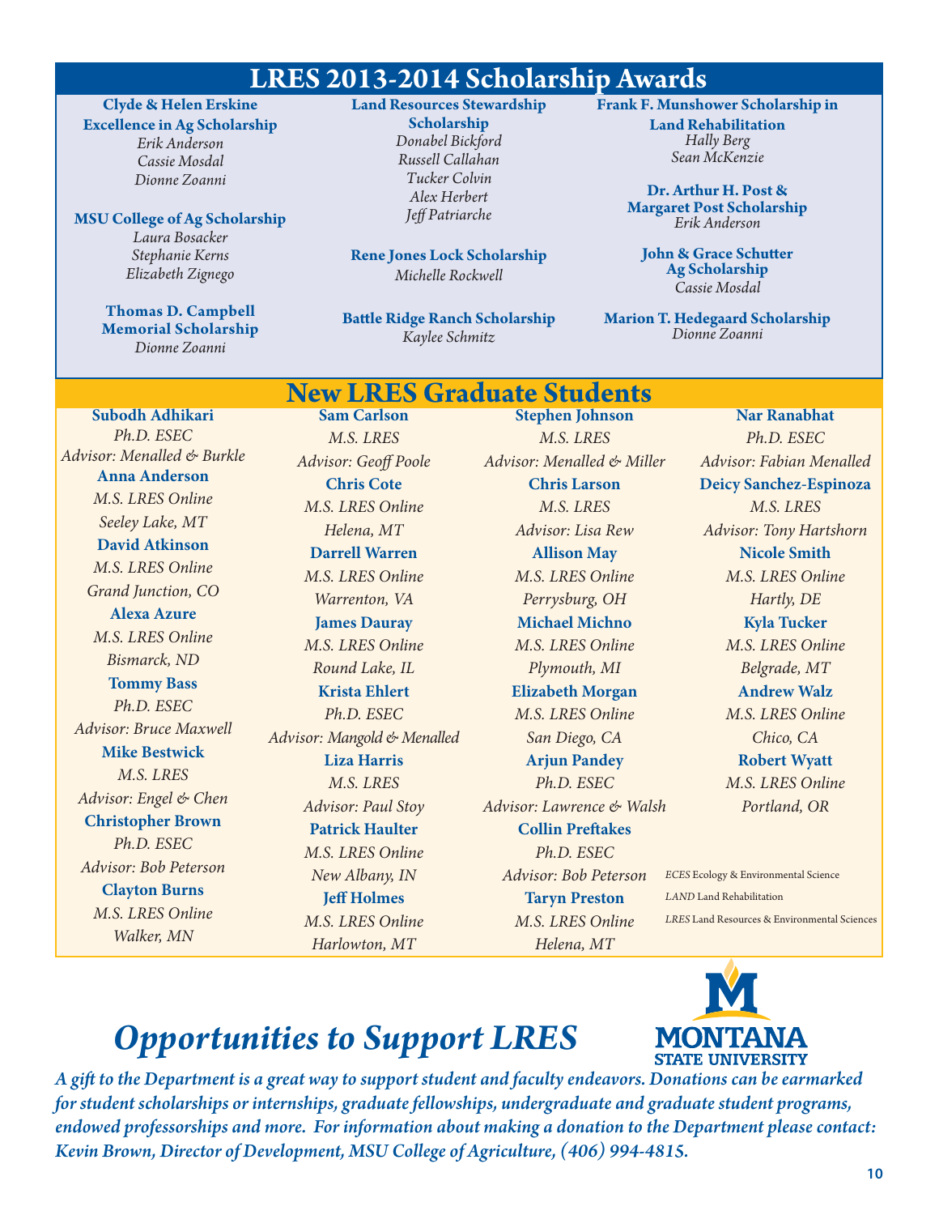# LRES 2013-2014 Scholarship Awards

**Clyde & Helen Erskine Excellence in Ag Scholarship**
*Erik Anderson*
*Cassie Mosdal*
*Dionne Zoanni*

**MSU College of Ag Scholarship**
*Laura Bosacker*
*Stephanie Kerns*
*Elizabeth Zignego*

**Thomas D. Campbell Memorial Scholarship**
*Dionne Zoanni*

**Land Resources Stewardship Scholarship**
*Donabel Bickford*
*Russell Callahan*
*Tucker Colvin*
*Alex Herbert*
*Jeff Patriarche*

**Rene Jones Lock Scholarship**
*Michelle Rockwell*

**Battle Ridge Ranch Scholarship**
*Kaylee Schmitz*

**Frank F. Munshower Scholarship in Land Rehabilitation**
*Hally Berg*
*Sean McKenzie*

**Dr. Arthur H. Post & Margaret Post Scholarship**
*Erik Anderson*

**John & Grace Schutter Ag Scholarship**
*Cassie Mosdal*

**Marion T. Hedegaard Scholarship**
*Dionne Zoanni*

# New LRES Graduate Students

**Subodh Adhikari**
*Ph.D. ESEC*
*Advisor: Menalled & Burkle*

**Anna Anderson**
*M.S. LRES Online*
*Seeley Lake, MT*

**David Atkinson**
*M.S. LRES Online*
*Grand Junction, CO*

**Alexa Azure**
*M.S. LRES Online*
*Bismarck, ND*

**Tommy Bass**
*Ph.D. ESEC*
*Advisor: Bruce Maxwell*

**Mike Bestwick**
*M.S. LRES*
*Advisor: Engel & Chen*

**Christopher Brown**
*Ph.D. ESEC*
*Advisor: Bob Peterson*

**Clayton Burns**
*M.S. LRES Online*
*Walker, MN*

**Sam Carlson**
*M.S. LRES*
*Advisor: Geoff Poole*

**Chris Cote**
*M.S. LRES Online*
*Helena, MT*

**Darrell Warren**
*M.S. LRES Online*
*Warrenton, VA*

**James Dauray**
*M.S. LRES Online*
*Round Lake, IL*

**Krista Ehlert**
*Ph.D. ESEC*
*Advisor: Mangold & Menalled*

**Liza Harris**
*M.S. LRES*
*Advisor: Paul Stoy*

**Patrick Haulter**
*M.S. LRES Online*
*New Albany, IN*

**Jeff Holmes**
*M.S. LRES Online*
*Harlowton, MT*

**Stephen Johnson**
*M.S. LRES*
*Advisor: Menalled & Miller*

**Chris Larson**
*M.S. LRES*
*Advisor: Lisa Rew*

**Allison May**
*M.S. LRES Online*
*Perrysburg, OH*

**Michael Michno**
*M.S. LRES Online*
*Plymouth, MI*

**Elizabeth Morgan**
*M.S. LRES Online*
*San Diego, CA*

**Arjun Pandey**
*Ph.D. ESEC*
*Advisor: Lawrence & Walsh*

**Collin Preftakes**
*Ph.D. ESEC*
*Advisor: Bob Peterson*

**Taryn Preston**
*M.S. LRES Online*
*Helena, MT*

**Nar Ranabhat**
*Ph.D. ESEC*
*Advisor: Fabian Menalled*

**Deicy Sanchez-Espinoza**
*M.S. LRES*
*Advisor: Tony Hartshorn*

**Nicole Smith**
*M.S. LRES Online*
*Hartly, DE*

**Kyla Tucker**
*M.S. LRES Online*
*Belgrade, MT*

**Andrew Walz**
*M.S. LRES Online*
*Chico, CA*

**Robert Wyatt**
*M.S. LRES Online*
*Portland, OR*

*ECES* Ecology & Environmental Science
*LAND* Land Rehabilitation
*LRES* Land Resources & Environmental Sciences

# Opportunities to Support LRES

MONTANA STATE UNIVERSITY

***A gift to the Department is a great way to support student and faculty endeavors. Donations can be earmarked for student scholarships or internships, graduate fellowships, undergraduate and graduate student programs, endowed professorships and more. For information about making a donation to the Department please contact: Kevin Brown, Director of Development, MSU College of Agriculture, (406) 994-4815.***